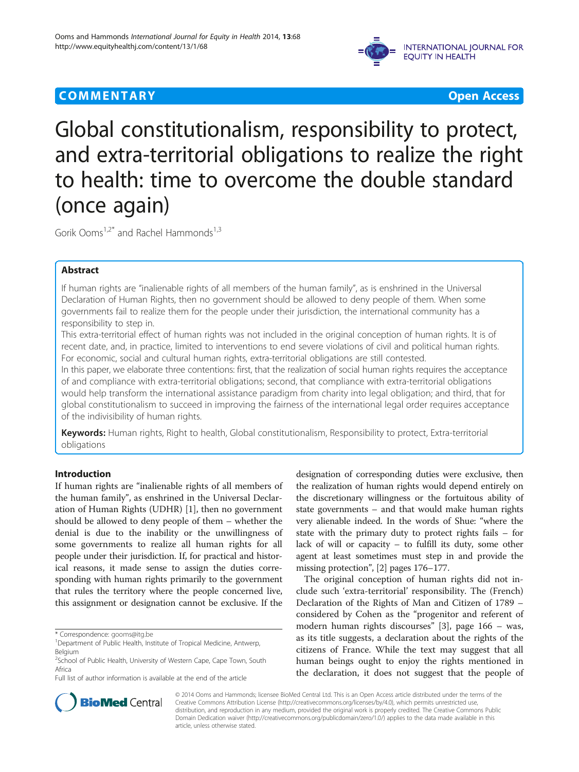COMMENTARY Open Access

# Global constitutionalism, responsibility to protect, and extra-territorial obligations to realize the right to health: time to overcome the double standard (once again)

Gorik Ooms[1,2*] and Rachel Hammonds[1,3]

## Abstract

If human rights are "inalienable rights of all members of the human family", as is enshrined in the Universal Declaration of Human Rights, then no government should be allowed to deny people of them. When some governments fail to realize them for the people under their jurisdiction, the international community has a responsibility to step in.

This extra-territorial effect of human rights was not included in the original conception of human rights. It is of recent date, and, in practice, limited to interventions to end severe violations of civil and political human rights. For economic, social and cultural human rights, extra-territorial obligations are still contested.

In this paper, we elaborate three contentions: first, that the realization of social human rights requires the acceptance of and compliance with extra-territorial obligations; second, that compliance with extra-territorial obligations would help transform the international assistance paradigm from charity into legal obligation; and third, that for global constitutionalism to succeed in improving the fairness of the international legal order requires acceptance of the indivisibility of human rights.

**Keywords:** Human rights, Right to health, Global constitutionalism, Responsibility to protect, Extra-territorial obligations

## Introduction

If human rights are "inalienable rights of all members of the human family", as enshrined in the Universal Declaration of Human Rights (UDHR) [1], then no government should be allowed to deny people of them – whether the denial is due to the inability or the unwillingness of some governments to realize all human rights for all people under their jurisdiction. If, for practical and historical reasons, it made sense to assign the duties corresponding with human rights primarily to the government that rules the territory where the people concerned live, this assignment or designation cannot be exclusive. If the designation of corresponding duties were exclusive, then the realization of human rights would depend entirely on the discretionary willingness or the fortuitous ability of state governments – and that would make human rights very alienable indeed. In the words of Shue: "where the state with the primary duty to protect rights fails – for lack of will or capacity – to fulfill its duty, some other agent at least sometimes must step in and provide the missing protection", [2] pages 176–177.

The original conception of human rights did not include such 'extra-territorial' responsibility. The (French) Declaration of the Rights of Man and Citizen of 1789 – considered by Cohen as the "progenitor and referent of modern human rights discourses" [3], page 166 – was, as its title suggests, a declaration about the rights of the citizens of France. While the text may suggest that all human beings ought to enjoy the rights mentioned in the declaration, it does not suggest that the people of

\* Correspondence: gooms@itg.be
[1]Department of Public Health, Institute of Tropical Medicine, Antwerp, Belgium
[2]School of Public Health, University of Western Cape, Cape Town, South Africa
Full list of author information is available at the end of the article

© 2014 Ooms and Hammonds; licensee BioMed Central Ltd. This is an Open Access article distributed under the terms of the Creative Commons Attribution License (http://creativecommons.org/licenses/by/4.0), which permits unrestricted use, distribution, and reproduction in any medium, provided the original work is properly credited. The Creative Commons Public Domain Dedication waiver (http://creativecommons.org/publicdomain/zero/1.0/) applies to the data made available in this article, unless otherwise stated.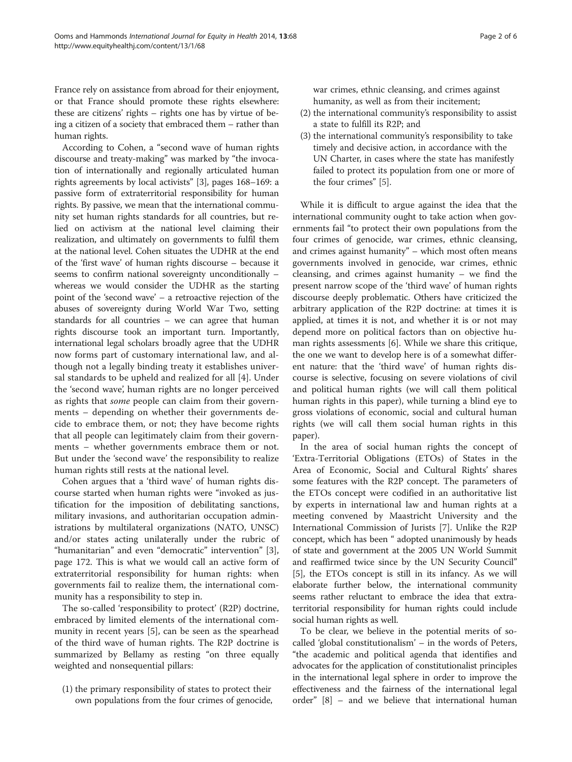France rely on assistance from abroad for their enjoyment, or that France should promote these rights elsewhere: these are citizens' rights – rights one has by virtue of being a citizen of a society that embraced them – rather than human rights.

According to Cohen, a "second wave of human rights discourse and treaty-making" was marked by "the invocation of internationally and regionally articulated human rights agreements by local activists" [3], pages 168–169: a passive form of extraterritorial responsibility for human rights. By passive, we mean that the international community set human rights standards for all countries, but relied on activism at the national level claiming their realization, and ultimately on governments to fulfil them at the national level. Cohen situates the UDHR at the end of the 'first wave' of human rights discourse – because it seems to confirm national sovereignty unconditionally – whereas we would consider the UDHR as the starting point of the 'second wave' – a retroactive rejection of the abuses of sovereignty during World War Two, setting standards for all countries – we can agree that human rights discourse took an important turn. Importantly, international legal scholars broadly agree that the UDHR now forms part of customary international law, and although not a legally binding treaty it establishes universal standards to be upheld and realized for all [4]. Under the 'second wave', human rights are no longer perceived as rights that *some* people can claim from their governments – depending on whether their governments decide to embrace them, or not; they have become rights that all people can legitimately claim from their governments – whether governments embrace them or not. But under the 'second wave' the responsibility to realize human rights still rests at the national level.

Cohen argues that a 'third wave' of human rights discourse started when human rights were "invoked as justification for the imposition of debilitating sanctions, military invasions, and authoritarian occupation administrations by multilateral organizations (NATO, UNSC) and/or states acting unilaterally under the rubric of "humanitarian" and even "democratic" intervention" [3], page 172. This is what we would call an active form of extraterritorial responsibility for human rights: when governments fail to realize them, the international community has a responsibility to step in.

The so-called 'responsibility to protect' (R2P) doctrine, embraced by limited elements of the international community in recent years [5], can be seen as the spearhead of the third wave of human rights. The R2P doctrine is summarized by Bellamy as resting "on three equally weighted and nonsequential pillars:

(1) the primary responsibility of states to protect their own populations from the four crimes of genocide, war crimes, ethnic cleansing, and crimes against humanity, as well as from their incitement;
(2) the international community's responsibility to assist a state to fulfill its R2P; and
(3) the international community's responsibility to take timely and decisive action, in accordance with the UN Charter, in cases where the state has manifestly failed to protect its population from one or more of the four crimes" [5].

While it is difficult to argue against the idea that the international community ought to take action when governments fail "to protect their own populations from the four crimes of genocide, war crimes, ethnic cleansing, and crimes against humanity" – which most often means governments involved in genocide, war crimes, ethnic cleansing, and crimes against humanity – we find the present narrow scope of the 'third wave' of human rights discourse deeply problematic. Others have criticized the arbitrary application of the R2P doctrine: at times it is applied, at times it is not, and whether it is or not may depend more on political factors than on objective human rights assessments [6]. While we share this critique, the one we want to develop here is of a somewhat different nature: that the 'third wave' of human rights discourse is selective, focusing on severe violations of civil and political human rights (we will call them political human rights in this paper), while turning a blind eye to gross violations of economic, social and cultural human rights (we will call them social human rights in this paper).

In the area of social human rights the concept of 'Extra-Territorial Obligations (ETOs) of States in the Area of Economic, Social and Cultural Rights' shares some features with the R2P concept. The parameters of the ETOs concept were codified in an authoritative list by experts in international law and human rights at a meeting convened by Maastricht University and the International Commission of Jurists [7]. Unlike the R2P concept, which has been " adopted unanimously by heads of state and government at the 2005 UN World Summit and reaffirmed twice since by the UN Security Council" [5], the ETOs concept is still in its infancy. As we will elaborate further below, the international community seems rather reluctant to embrace the idea that extraterritorial responsibility for human rights could include social human rights as well.

To be clear, we believe in the potential merits of so-called 'global constitutionalism' – in the words of Peters, "the academic and political agenda that identifies and advocates for the application of constitutionalist principles in the international legal sphere in order to improve the effectiveness and the fairness of the international legal order" [8] – and we believe that international human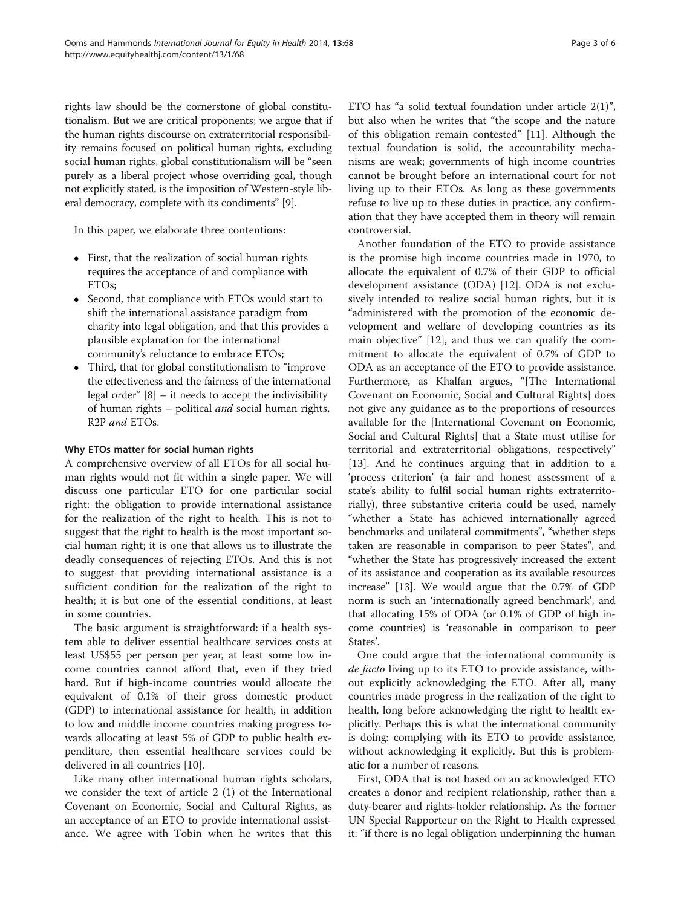rights law should be the cornerstone of global constitutionalism. But we are critical proponents; we argue that if the human rights discourse on extraterritorial responsibility remains focused on political human rights, excluding social human rights, global constitutionalism will be "seen purely as a liberal project whose overriding goal, though not explicitly stated, is the imposition of Western-style liberal democracy, complete with its condiments" [9].

In this paper, we elaborate three contentions:

- First, that the realization of social human rights requires the acceptance of and compliance with ETOs;
- Second, that compliance with ETOs would start to shift the international assistance paradigm from charity into legal obligation, and that this provides a plausible explanation for the international community's reluctance to embrace ETOs;
- Third, that for global constitutionalism to "improve the effectiveness and the fairness of the international legal order" [8] – it needs to accept the indivisibility of human rights – political *and* social human rights, R2P *and* ETOs.

### Why ETOs matter for social human rights

A comprehensive overview of all ETOs for all social human rights would not fit within a single paper. We will discuss one particular ETO for one particular social right: the obligation to provide international assistance for the realization of the right to health. This is not to suggest that the right to health is the most important social human right; it is one that allows us to illustrate the deadly consequences of rejecting ETOs. And this is not to suggest that providing international assistance is a sufficient condition for the realization of the right to health; it is but one of the essential conditions, at least in some countries.

The basic argument is straightforward: if a health system able to deliver essential healthcare services costs at least US$55 per person per year, at least some low income countries cannot afford that, even if they tried hard. But if high-income countries would allocate the equivalent of 0.1% of their gross domestic product (GDP) to international assistance for health, in addition to low and middle income countries making progress towards allocating at least 5% of GDP to public health expenditure, then essential healthcare services could be delivered in all countries [10].

Like many other international human rights scholars, we consider the text of article 2 (1) of the International Covenant on Economic, Social and Cultural Rights, as an acceptance of an ETO to provide international assistance. We agree with Tobin when he writes that this ETO has "a solid textual foundation under article 2(1)", but also when he writes that "the scope and the nature of this obligation remain contested" [11]. Although the textual foundation is solid, the accountability mechanisms are weak; governments of high income countries cannot be brought before an international court for not living up to their ETOs. As long as these governments refuse to live up to these duties in practice, any confirmation that they have accepted them in theory will remain controversial.

Another foundation of the ETO to provide assistance is the promise high income countries made in 1970, to allocate the equivalent of 0.7% of their GDP to official development assistance (ODA) [12]. ODA is not exclusively intended to realize social human rights, but it is "administered with the promotion of the economic development and welfare of developing countries as its main objective" [12], and thus we can qualify the commitment to allocate the equivalent of 0.7% of GDP to ODA as an acceptance of the ETO to provide assistance. Furthermore, as Khalfan argues, "[The International Covenant on Economic, Social and Cultural Rights] does not give any guidance as to the proportions of resources available for the [International Covenant on Economic, Social and Cultural Rights] that a State must utilise for territorial and extraterritorial obligations, respectively" [13]. And he continues arguing that in addition to a 'process criterion' (a fair and honest assessment of a state's ability to fulfil social human rights extraterritorially), three substantive criteria could be used, namely "whether a State has achieved internationally agreed benchmarks and unilateral commitments", "whether steps taken are reasonable in comparison to peer States", and "whether the State has progressively increased the extent of its assistance and cooperation as its available resources increase" [13]. We would argue that the 0.7% of GDP norm is such an 'internationally agreed benchmark', and that allocating 15% of ODA (or 0.1% of GDP of high income countries) is 'reasonable in comparison to peer States'.

One could argue that the international community is *de facto* living up to its ETO to provide assistance, without explicitly acknowledging the ETO. After all, many countries made progress in the realization of the right to health, long before acknowledging the right to health explicitly. Perhaps this is what the international community is doing: complying with its ETO to provide assistance, without acknowledging it explicitly. But this is problematic for a number of reasons.

First, ODA that is not based on an acknowledged ETO creates a donor and recipient relationship, rather than a duty-bearer and rights-holder relationship. As the former UN Special Rapporteur on the Right to Health expressed it: "if there is no legal obligation underpinning the human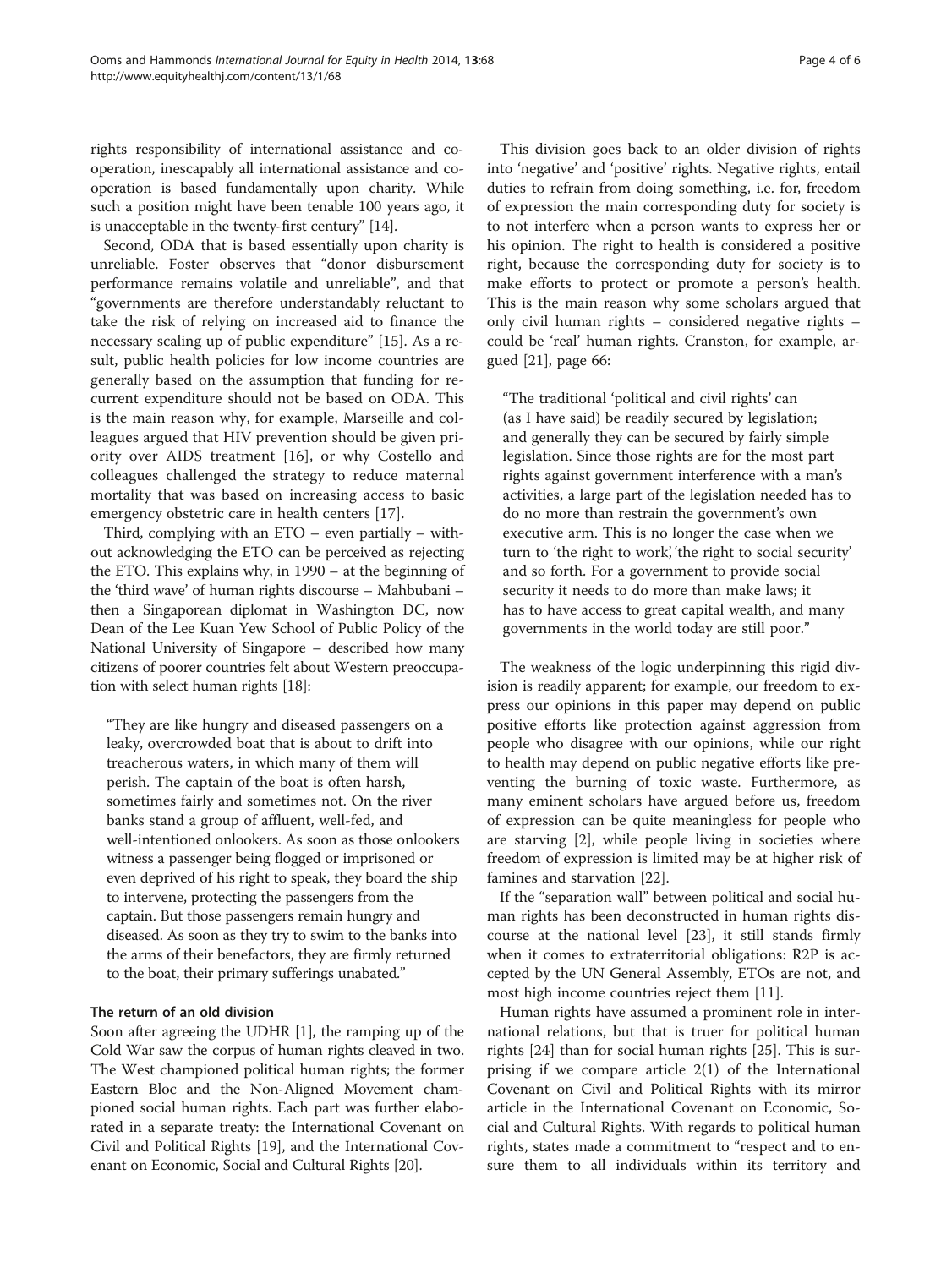rights responsibility of international assistance and cooperation, inescapably all international assistance and cooperation is based fundamentally upon charity. While such a position might have been tenable 100 years ago, it is unacceptable in the twenty-first century" [14].

Second, ODA that is based essentially upon charity is unreliable. Foster observes that "donor disbursement performance remains volatile and unreliable", and that "governments are therefore understandably reluctant to take the risk of relying on increased aid to finance the necessary scaling up of public expenditure" [15]. As a result, public health policies for low income countries are generally based on the assumption that funding for recurrent expenditure should not be based on ODA. This is the main reason why, for example, Marseille and colleagues argued that HIV prevention should be given priority over AIDS treatment [16], or why Costello and colleagues challenged the strategy to reduce maternal mortality that was based on increasing access to basic emergency obstetric care in health centers [17].

Third, complying with an ETO – even partially – without acknowledging the ETO can be perceived as rejecting the ETO. This explains why, in 1990 – at the beginning of the 'third wave' of human rights discourse – Mahbubani – then a Singaporean diplomat in Washington DC, now Dean of the Lee Kuan Yew School of Public Policy of the National University of Singapore – described how many citizens of poorer countries felt about Western preoccupation with select human rights [18]:

> "They are like hungry and diseased passengers on a leaky, overcrowded boat that is about to drift into treacherous waters, in which many of them will perish. The captain of the boat is often harsh, sometimes fairly and sometimes not. On the river banks stand a group of affluent, well-fed, and well-intentioned onlookers. As soon as those onlookers witness a passenger being flogged or imprisoned or even deprived of his right to speak, they board the ship to intervene, protecting the passengers from the captain. But those passengers remain hungry and diseased. As soon as they try to swim to the banks into the arms of their benefactors, they are firmly returned to the boat, their primary sufferings unabated."

## The return of an old division

Soon after agreeing the UDHR [1], the ramping up of the Cold War saw the corpus of human rights cleaved in two. The West championed political human rights; the former Eastern Bloc and the Non-Aligned Movement championed social human rights. Each part was further elaborated in a separate treaty: the International Covenant on Civil and Political Rights [19], and the International Covenant on Economic, Social and Cultural Rights [20].

This division goes back to an older division of rights into 'negative' and 'positive' rights. Negative rights, entail duties to refrain from doing something, i.e. for, freedom of expression the main corresponding duty for society is to not interfere when a person wants to express her or his opinion. The right to health is considered a positive right, because the corresponding duty for society is to make efforts to protect or promote a person's health. This is the main reason why some scholars argued that only civil human rights – considered negative rights – could be 'real' human rights. Cranston, for example, argued [21], page 66:

> "The traditional 'political and civil rights' can (as I have said) be readily secured by legislation; and generally they can be secured by fairly simple legislation. Since those rights are for the most part rights against government interference with a man's activities, a large part of the legislation needed has to do no more than restrain the government's own executive arm. This is no longer the case when we turn to 'the right to work', 'the right to social security' and so forth. For a government to provide social security it needs to do more than make laws; it has to have access to great capital wealth, and many governments in the world today are still poor."

The weakness of the logic underpinning this rigid division is readily apparent; for example, our freedom to express our opinions in this paper may depend on public positive efforts like protection against aggression from people who disagree with our opinions, while our right to health may depend on public negative efforts like preventing the burning of toxic waste. Furthermore, as many eminent scholars have argued before us, freedom of expression can be quite meaningless for people who are starving [2], while people living in societies where freedom of expression is limited may be at higher risk of famines and starvation [22].

If the "separation wall" between political and social human rights has been deconstructed in human rights discourse at the national level [23], it still stands firmly when it comes to extraterritorial obligations: R2P is accepted by the UN General Assembly, ETOs are not, and most high income countries reject them [11].

Human rights have assumed a prominent role in international relations, but that is truer for political human rights [24] than for social human rights [25]. This is surprising if we compare article 2(1) of the International Covenant on Civil and Political Rights with its mirror article in the International Covenant on Economic, Social and Cultural Rights. With regards to political human rights, states made a commitment to "respect and to ensure them to all individuals within its territory and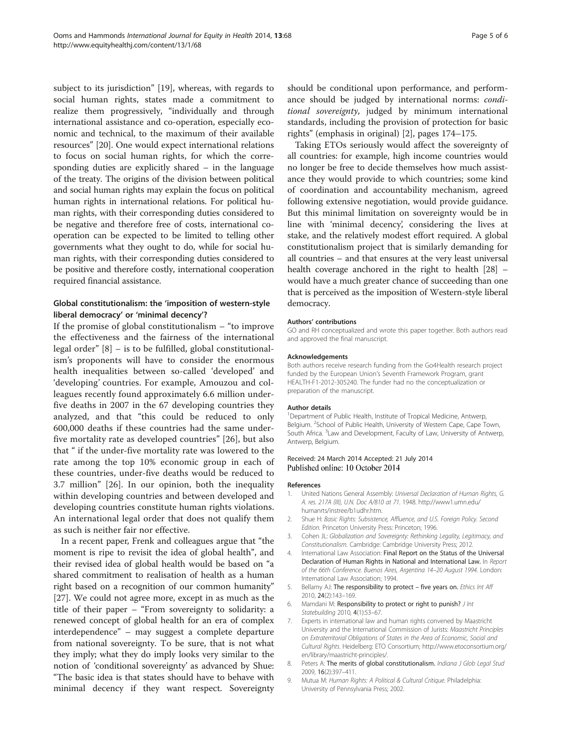subject to its jurisdiction" [19], whereas, with regards to social human rights, states made a commitment to realize them progressively, "individually and through international assistance and co-operation, especially economic and technical, to the maximum of their available resources" [20]. One would expect international relations to focus on social human rights, for which the corresponding duties are explicitly shared – in the language of the treaty. The origins of the division between political and social human rights may explain the focus on political human rights in international relations. For political human rights, with their corresponding duties considered to be negative and therefore free of costs, international cooperation can be expected to be limited to telling other governments what they ought to do, while for social human rights, with their corresponding duties considered to be positive and therefore costly, international cooperation required financial assistance.

## Global constitutionalism: the 'imposition of western-style liberal democracy' or 'minimal decency'?

If the promise of global constitutionalism – "to improve the effectiveness and the fairness of the international legal order" [8] – is to be fulfilled, global constitutionalism's proponents will have to consider the enormous health inequalities between so-called 'developed' and 'developing' countries. For example, Amouzou and colleagues recently found approximately 6.6 million under-five deaths in 2007 in the 67 developing countries they analyzed, and that "this could be reduced to only 600,000 deaths if these countries had the same under-five mortality rate as developed countries" [26], but also that " if the under-five mortality rate was lowered to the rate among the top 10% economic group in each of these countries, under-five deaths would be reduced to 3.7 million" [26]. In our opinion, both the inequality within developing countries and between developed and developing countries constitute human rights violations. An international legal order that does not qualify them as such is neither fair nor effective.

In a recent paper, Frenk and colleagues argue that "the moment is ripe to revisit the idea of global health", and their revised idea of global health would be based on "a shared commitment to realisation of health as a human right based on a recognition of our common humanity" [27]. We could not agree more, except in as much as the title of their paper – "From sovereignty to solidarity: a renewed concept of global health for an era of complex interdependence" – may suggest a complete departure from national sovereignty. To be sure, that is not what they imply; what they do imply looks very similar to the notion of 'conditional sovereignty' as advanced by Shue: "The basic idea is that states should have to behave with minimal decency if they want respect. Sovereignty should be conditional upon performance, and performance should be judged by international norms: *conditional sovereignty*, judged by minimum international standards, including the provision of protection for basic rights" (emphasis in original) [2], pages 174–175.

Taking ETOs seriously would affect the sovereignty of all countries: for example, high income countries would no longer be free to decide themselves how much assistance they would provide to which countries; some kind of coordination and accountability mechanism, agreed following extensive negotiation, would provide guidance. But this minimal limitation on sovereignty would be in line with 'minimal decency', considering the lives at stake, and the relatively modest effort required. A global constitutionalism project that is similarly demanding for all countries – and that ensures at the very least universal health coverage anchored in the right to health [28] – would have a much greater chance of succeeding than one that is perceived as the imposition of Western-style liberal democracy.

#### Authors' contributions

GO and RH conceptualized and wrote this paper together. Both authors read and approved the final manuscript.

#### Acknowledgements

Both authors receive research funding from the Go4Health research project funded by the European Union's Seventh Framework Program, grant HEALTH-F1-2012-305240. The funder had no the conceptualization or preparation of the manuscript.

#### Author details

[1]Department of Public Health, Institute of Tropical Medicine, Antwerp, Belgium. [2]School of Public Health, University of Western Cape, Cape Town, South Africa. [3]Law and Development, Faculty of Law, University of Antwerp, Antwerp, Belgium.

Received: 24 March 2014 Accepted: 21 July 2014
Published online: 10 October 2014

#### References

1. United Nations General Assembly: *Universal Declaration of Human Rights, G. A. res. 217A (III), U.N. Doc A/810 at 71.* 1948. http://www1.umn.edu/humanrts/instree/b1udhr.htm.
2. Shue H: *Basic Rights: Subsistence, Affluence, and U.S. Foreign Policy. Second Edition.* Princeton University Press: Princeton; 1996.
3. Cohen JL: *Globalization and Sovereignty: Rethinking Legality, Legitimacy, and Constitutionalism.* Cambridge: Cambridge University Press; 2012.
4. International Law Association: **Final Report on the Status of the Universal Declaration of Human Rights in National and International Law.** In *Report of the 66th Conference. Buenos Aires, Argentina 14–20 August 1994.* London: International Law Association; 1994.
5. Bellamy AJ: **The responsibility to protect – five years on.** *Ethics Int Aff* 2010, **24**(2):143–169.
6. Mamdani M: **Responsibility to protect or right to punish?** *J Int Statebuilding* 2010, **4**(1):53–67.
7. Experts in international law and human rights convened by Maastricht University and the International Commission of Jurists: *Maastricht Principles on Extraterritorial Obligations of States in the Area of Economic, Social and Cultural Rights.* Heidelberg: ETO Consortium; http://www.etoconsortium.org/en/library/maastricht-principles/.
8. Peters A: **The merits of global constitutionalism.** *Indiana J Glob Legal Stud* 2009, **16**(2):397–411.
9. Mutua M: *Human Rights: A Political & Cultural Critique.* Philadelphia: University of Pennsylvania Press; 2002.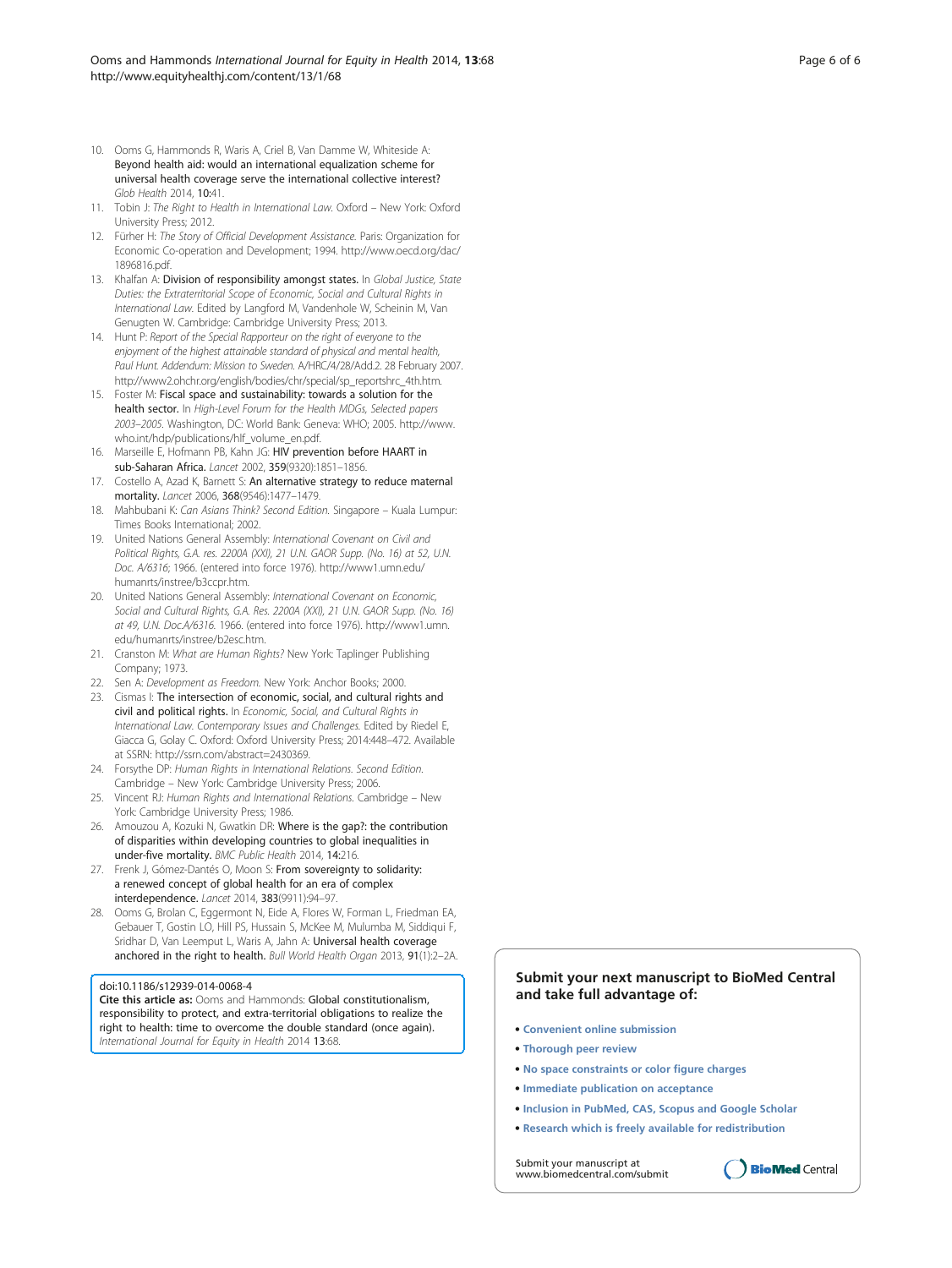10. Ooms G, Hammonds R, Waris A, Criel B, Van Damme W, Whiteside A: **Beyond health aid: would an international equalization scheme for universal health coverage serve the international collective interest?** *Glob Health* 2014, **10:**41.
11. Tobin J: *The Right to Health in International Law.* Oxford – New York: Oxford University Press; 2012.
12. Fürher H: *The Story of Official Development Assistance.* Paris: Organization for Economic Co-operation and Development; 1994. http://www.oecd.org/dac/1896816.pdf.
13. Khalfan A: **Division of responsibility amongst states.** In *Global Justice, State Duties: the Extraterritorial Scope of Economic, Social and Cultural Rights in International Law.* Edited by Langford M, Vandenhole W, Scheinin M, Van Genugten W. Cambridge: Cambridge University Press; 2013.
14. Hunt P: *Report of the Special Rapporteur on the right of everyone to the enjoyment of the highest attainable standard of physical and mental health, Paul Hunt. Addendum: Mission to Sweden.* A/HRC/4/28/Add.2. 28 February 2007. http://www2.ohchr.org/english/bodies/chr/special/sp_reportshrc_4th.htm.
15. Foster M: **Fiscal space and sustainability: towards a solution for the health sector.** In *High-Level Forum for the Health MDGs, Selected papers 2003–2005.* Washington, DC: World Bank: Geneva: WHO; 2005. http://www.who.int/hdp/publications/hlf_volume_en.pdf.
16. Marseille E, Hofmann PB, Kahn JG: **HIV prevention before HAART in sub-Saharan Africa.** *Lancet* 2002, **359**(9320):1851–1856.
17. Costello A, Azad K, Barnett S: **An alternative strategy to reduce maternal mortality.** *Lancet* 2006, **368**(9546):1477–1479.
18. Mahbubani K: *Can Asians Think? Second Edition.* Singapore – Kuala Lumpur: Times Books International; 2002.
19. United Nations General Assembly: *International Covenant on Civil and Political Rights, G.A. res. 2200A (XXI), 21 U.N. GAOR Supp. (No. 16) at 52, U.N. Doc. A/6316*; 1966. (entered into force 1976). http://www1.umn.edu/humanrts/instree/b3ccpr.htm.
20. United Nations General Assembly: *International Covenant on Economic, Social and Cultural Rights, G.A. Res. 2200A (XXI), 21 U.N. GAOR Supp. (No. 16) at 49, U.N. Doc.A/6316.* 1966. (entered into force 1976). http://www1.umn.edu/humanrts/instree/b2esc.htm.
21. Cranston M: *What are Human Rights?* New York: Taplinger Publishing Company; 1973.
22. Sen A: *Development as Freedom.* New York: Anchor Books; 2000.
23. Cismas I: **The intersection of economic, social, and cultural rights and civil and political rights.** In *Economic, Social, and Cultural Rights in International Law. Contemporary Issues and Challenges.* Edited by Riedel E, Giacca G, Golay C. Oxford: Oxford University Press; 2014:448–472. Available at SSRN: http://ssrn.com/abstract=2430369.
24. Forsythe DP: *Human Rights in International Relations. Second Edition.* Cambridge – New York: Cambridge University Press; 2006.
25. Vincent RJ: *Human Rights and International Relations.* Cambridge – New York: Cambridge University Press; 1986.
26. Amouzou A, Kozuki N, Gwatkin DR: **Where is the gap?: the contribution of disparities within developing countries to global inequalities in under-five mortality.** *BMC Public Health* 2014, **14:**216.
27. Frenk J, Gómez-Dantés O, Moon S: **From sovereignty to solidarity: a renewed concept of global health for an era of complex interdependence.** *Lancet* 2014, **383**(9911):94–97.
28. Ooms G, Brolan C, Eggermont N, Eide A, Flores W, Forman L, Friedman EA, Gebauer T, Gostin LO, Hill PS, Hussain S, McKee M, Mulumba M, Siddiqui F, Sridhar D, Van Leemput L, Waris A, Jahn A: **Universal health coverage anchored in the right to health.** *Bull World Health Organ* 2013, **91**(1):2–2A.

doi:10.1186/s12939-014-0068-4

**Cite this article as:** Ooms and Hammonds: **Global constitutionalism, responsibility to protect, and extra-territorial obligations to realize the right to health: time to overcome the double standard (once again).** *International Journal for Equity in Health* 2014 **13**:68.

**Submit your next manuscript to BioMed Central and take full advantage of:**

- **Convenient online submission**
- **Thorough peer review**
- **No space constraints or color figure charges**
- **Immediate publication on acceptance**
- **Inclusion in PubMed, CAS, Scopus and Google Scholar**
- **Research which is freely available for redistribution**

Submit your manuscript at www.biomedcentral.com/submit

BioMed Central